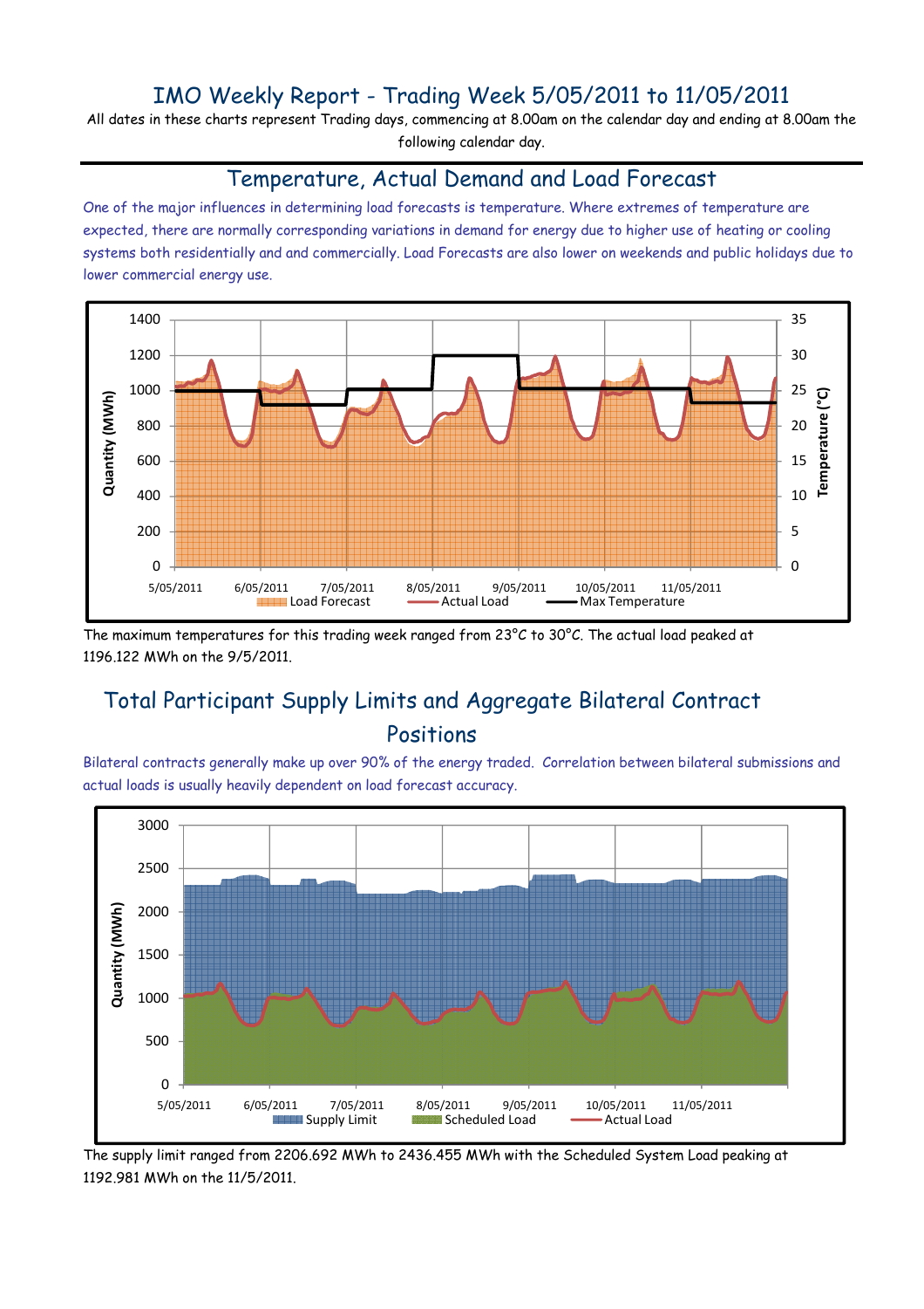# IMO Weekly Report - Trading Week 5/05/2011 to 11/05/2011

All dates in these charts represent Trading days, commencing at 8.00am on the calendar day and ending at 8.00am the following calendar day.

## Temperature, Actual Demand and Load Forecast

One of the major influences in determining load forecasts is temperature. Where extremes of temperature are expected, there are normally corresponding variations in demand for energy due to higher use of heating or cooling systems both residentially and and commercially. Load Forecasts are also lower on weekends and public holidays due to lower commercial energy use.

The maximum temperatures for this trading week ranged from 23°C to 30°C. The actual load peaked at 1196.122 MWh on the 9/5/2011.

## Total Participant Supply Limits and Aggregate Bilateral Contract Positions

Bilateral contracts generally make up over 90% of the energy traded. Correlation between bilateral submissions and actual loads is usually heavily dependent on load forecast accuracy.

The supply limit ranged from 2206.692 MWh to 2436.455 MWh with the Scheduled System Load peaking at 1192.981 MWh on the 11/5/2011.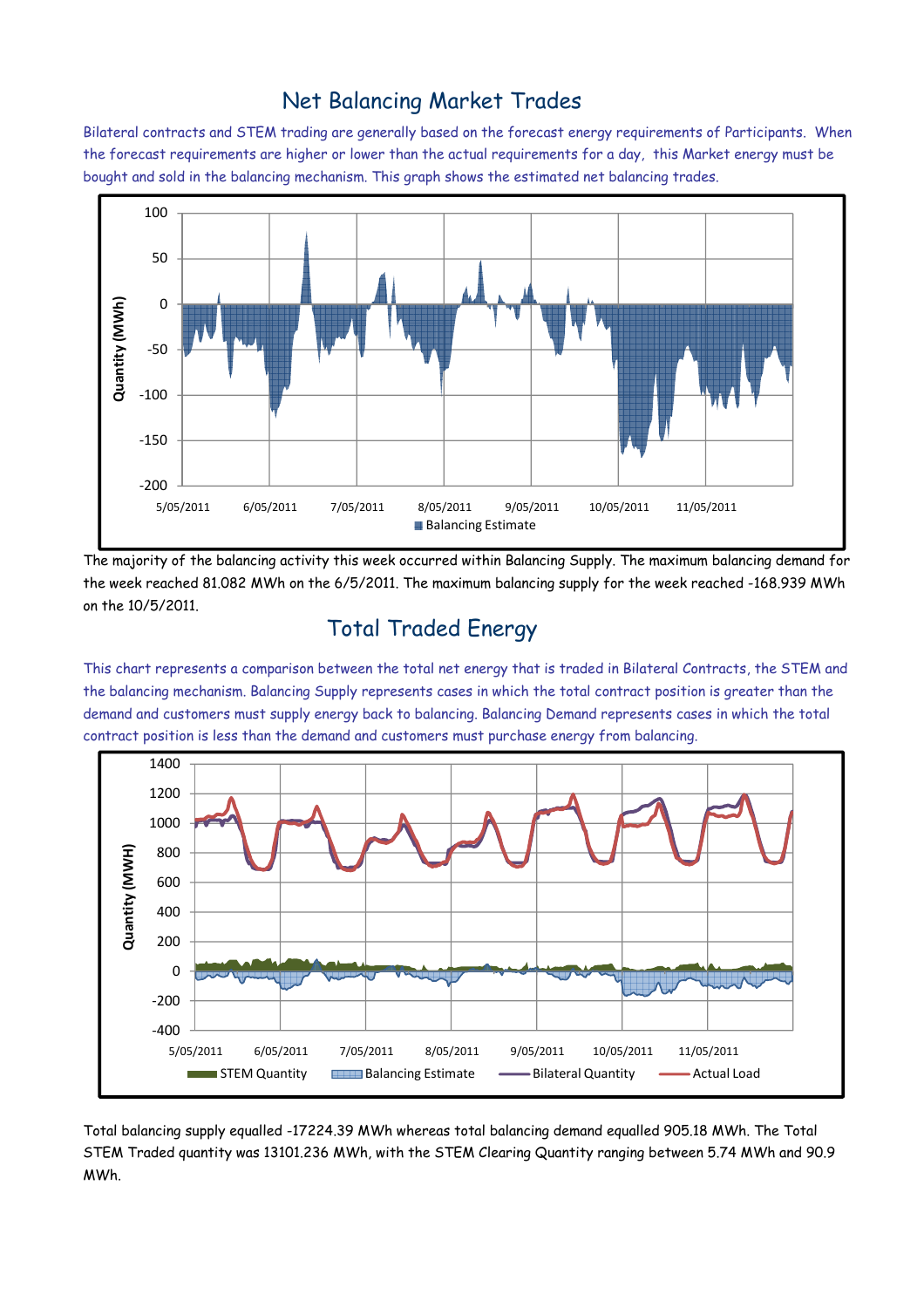## Net Balancing Market Trades

Bilateral contracts and STEM trading are generally based on the forecast energy requirements of Participants. When the forecast requirements are higher or lower than the actual requirements for a day, this Market energy must be bought and sold in the balancing mechanism. This graph shows the estimated net balancing trades.

The majority of the balancing activity this week occurred within Balancing Supply. The maximum balancing demand for the week reached 81.082 MWh on the 6/5/2011. The maximum balancing supply for the week reached -168.939 MWh on the 10/5/2011.

## Total Traded Energy

This chart represents a comparison between the total net energy that is traded in Bilateral Contracts, the STEM and the balancing mechanism. Balancing Supply represents cases in which the total contract position is greater than the demand and customers must supply energy back to balancing. Balancing Demand represents cases in which the total contract position is less than the demand and customers must purchase energy from balancing.

Total balancing supply equalled -17224.39 MWh whereas total balancing demand equalled 905.18 MWh. The Total STEM Traded quantity was 13101.236 MWh, with the STEM Clearing Quantity ranging between 5.74 MWh and 90.9 MWh.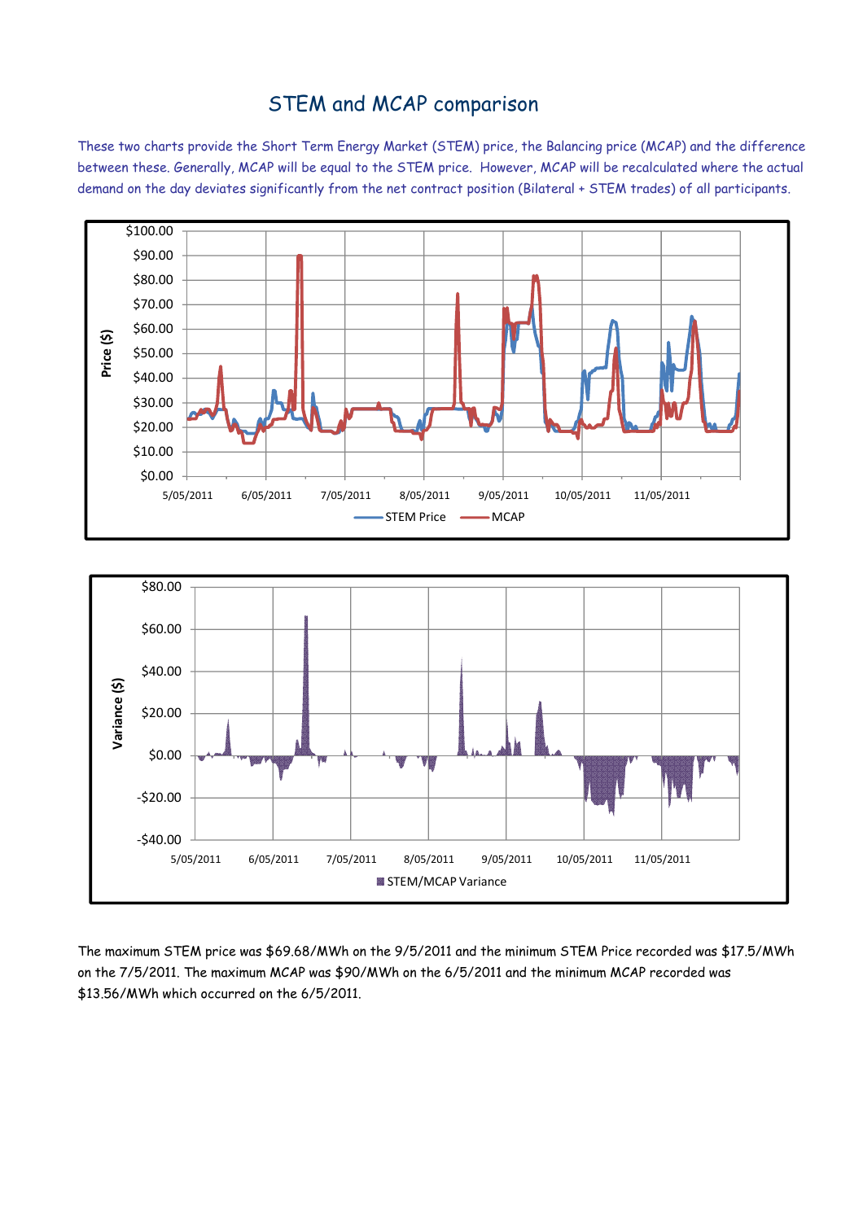# STEM and MCAP comparison

These two charts provide the Short Term Energy Market (STEM) price, the Balancing price (MCAP) and the difference between these. Generally, MCAP will be equal to the STEM price. However, MCAP will be recalculated where the actual demand on the day deviates significantly from the net contract position (Bilateral + STEM trades) of all participants.

Price ($)

$100.00
$90.00
$80.00
$70.00
$60.00
$50.00
$40.00
$30.00
$20.00
$10.00
$0.00

5/05/2011 6/05/2011 7/05/2011 8/05/2011 9/05/2011 10/05/2011 11/05/2011

STEM Price — MCAP

Variance ($)

$80.00
$60.00
$40.00
$20.00
$0.00
-$20.00
-$40.00

5/05/2011 6/05/2011 7/05/2011 8/05/2011 9/05/2011 10/05/2011 11/05/2011

STEM/MCAP Variance

The maximum STEM price was $69.68/MWh on the 9/5/2011 and the minimum STEM Price recorded was $17.5/MWh on the 7/5/2011. The maximum MCAP was $90/MWh on the 6/5/2011 and the minimum MCAP recorded was $13.56/MWh which occurred on the 6/5/2011.